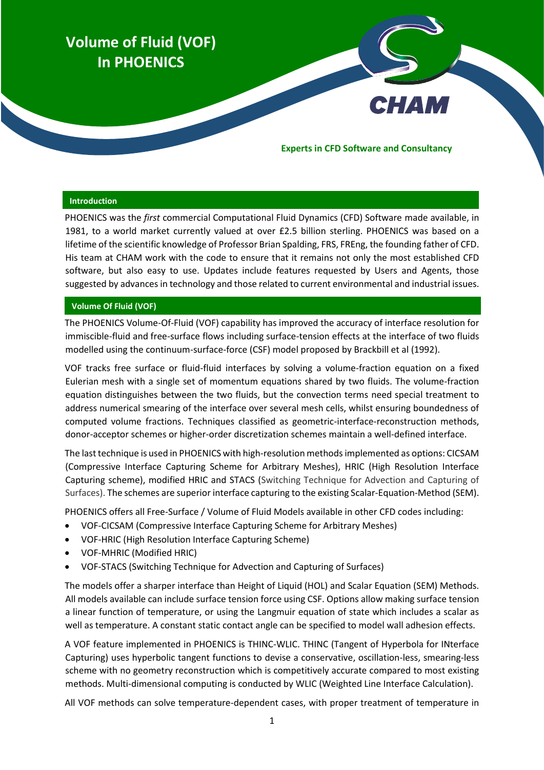# Volume of Fluid (VOF) In PHOENICS

CHAM

**Experts in CFD Software and Consultancy**

## Introduction

PHOENICS was the *first* commercial Computational Fluid Dynamics (CFD) Software made available, in 1981, to a world market currently valued at over £2.5 billion sterling. PHOENICS was based on a lifetime of the scientific knowledge of Professor Brian Spalding, FRS, FREng, the founding father of CFD. His team at CHAM work with the code to ensure that it remains not only the most established CFD software, but also easy to use. Updates include features requested by Users and Agents, those suggested by advances in technology and those related to current environmental and industrial issues.

## Volume Of Fluid (VOF)

The PHOENICS Volume-Of-Fluid (VOF) capability has improved the accuracy of interface resolution for immiscible-fluid and free-surface flows including surface-tension effects at the interface of two fluids modelled using the continuum-surface-force (CSF) model proposed by Brackbill et al (1992).

VOF tracks free surface or fluid-fluid interfaces by solving a volume-fraction equation on a fixed Eulerian mesh with a single set of momentum equations shared by two fluids. The volume-fraction equation distinguishes between the two fluids, but the convection terms need special treatment to address numerical smearing of the interface over several mesh cells, whilst ensuring boundedness of computed volume fractions. Techniques classified as geometric-interface-reconstruction methods, donor-acceptor schemes or higher-order discretization schemes maintain a well-defined interface.

The last technique is used in PHOENICS with high-resolution methods implemented as options: CICSAM (Compressive Interface Capturing Scheme for Arbitrary Meshes), HRIC (High Resolution Interface Capturing scheme), modified HRIC and STACS (Switching Technique for Advection and Capturing of Surfaces). The schemes are superior interface capturing to the existing Scalar-Equation-Method (SEM).

PHOENICS offers all Free-Surface / Volume of Fluid Models available in other CFD codes including:

- VOF-CICSAM (Compressive Interface Capturing Scheme for Arbitrary Meshes)
- VOF-HRIC (High Resolution Interface Capturing Scheme)
- VOF-MHRIC (Modified HRIC)
- VOF-STACS (Switching Technique for Advection and Capturing of Surfaces)

The models offer a sharper interface than Height of Liquid (HOL) and Scalar Equation (SEM) Methods. All models available can include surface tension force using CSF. Options allow making surface tension a linear function of temperature, or using the Langmuir equation of state which includes a scalar as well as temperature. A constant static contact angle can be specified to model wall adhesion effects.

A VOF feature implemented in PHOENICS is THINC-WLIC. THINC (Tangent of Hyperbola for INterface Capturing) uses hyperbolic tangent functions to devise a conservative, oscillation-less, smearing-less scheme with no geometry reconstruction which is competitively accurate compared to most existing methods. Multi-dimensional computing is conducted by WLIC (Weighted Line Interface Calculation).

All VOF methods can solve temperature-dependent cases, with proper treatment of temperature in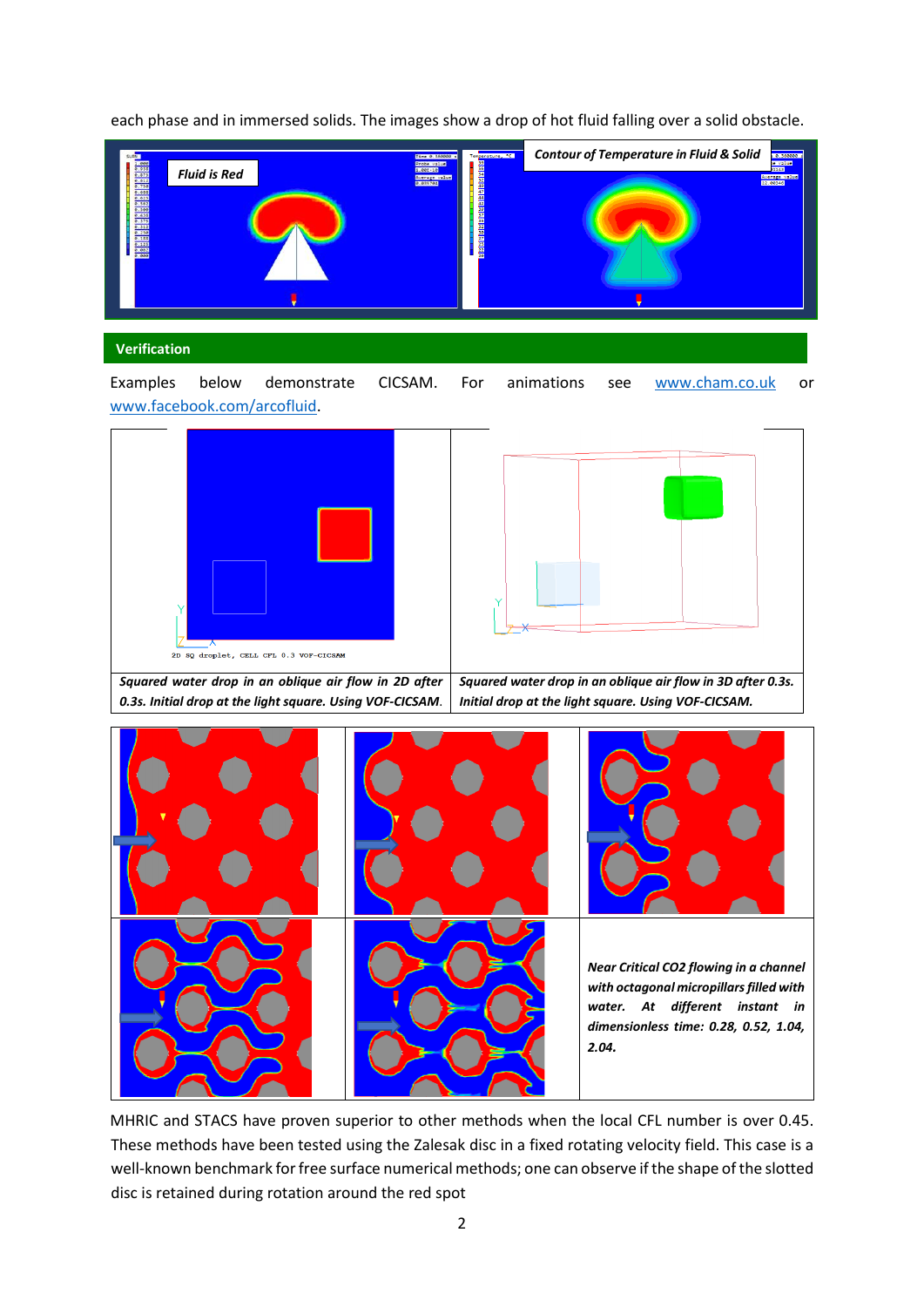each phase and in immersed solids. The images show a drop of hot fluid falling over a solid obstacle.

## Verification

Examples below demonstrate CICSAM. For animations see www.cham.co.uk or www.facebook.com/arcofluid.

| ***Squared water drop in an oblique air flow in 2D after 0.3s. Initial drop at the light square. Using VOF-CICSAM.*** | ***Squared water drop in an oblique air flow in 3D after 0.3s. Initial drop at the light square. Using VOF-CICSAM.*** |
|---|---|

***Near Critical $CO_2$ flowing in a channel with octagonal micropillars filled with water. At different instant in dimensionless time: 0.28, 0.52, 1.04, 2.04.***

MHRIC and STACS have proven superior to other methods when the local CFL number is over 0.45. These methods have been tested using the Zalesak disc in a fixed rotating velocity field. This case is a well-known benchmark for free surface numerical methods; one can observe if the shape of the slotted disc is retained during rotation around the red spot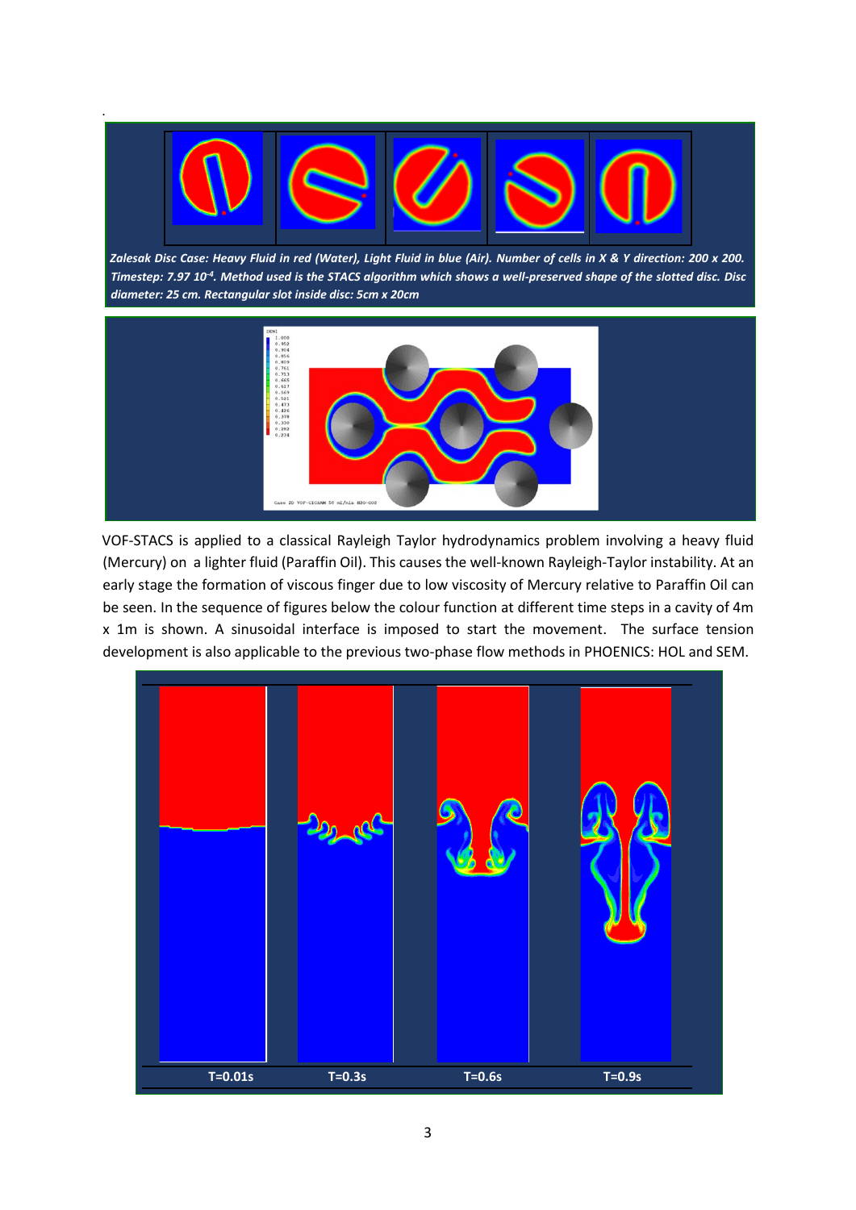*Zalesak Disc Case: Heavy Fluid in red (Water), Light Fluid in blue (Air). Number of cells in X & Y direction: 200 x 200. Timestep: 7.97 $10^{-4}$. Method used is the STACS algorithm which shows a well-preserved shape of the slotted disc. Disc diameter: 25 cm. Rectangular slot inside disc: 5cm x 20cm*

VOF-STACS is applied to a classical Rayleigh Taylor hydrodynamics problem involving a heavy fluid (Mercury) on a lighter fluid (Paraffin Oil). This causes the well-known Rayleigh-Taylor instability. At an early stage the formation of viscous finger due to low viscosity of Mercury relative to Paraffin Oil can be seen. In the sequence of figures below the colour function at different time steps in a cavity of 4m x 1m is shown. A sinusoidal interface is imposed to start the movement. The surface tension development is also applicable to the previous two-phase flow methods in PHOENICS: HOL and SEM.

T=0.01s T=0.3s T=0.6s T=0.9s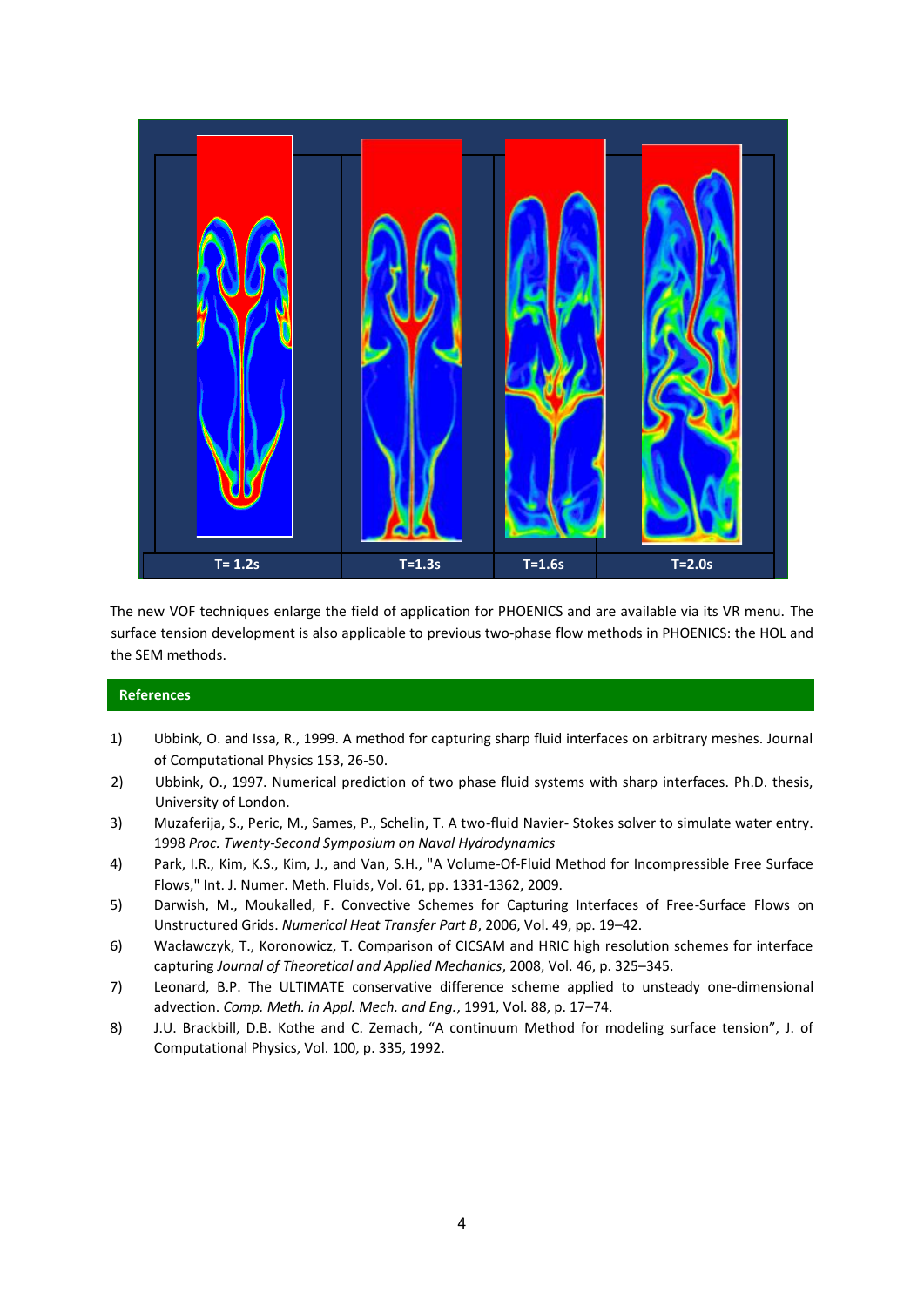T= 1.2s

T=1.3s

T=1.6s

T=2.0s

The new VOF techniques enlarge the field of application for PHOENICS and are available via its VR menu. The surface tension development is also applicable to previous two-phase flow methods in PHOENICS: the HOL and the SEM methods.

## References

1) Ubbink, O. and Issa, R., 1999. A method for capturing sharp fluid interfaces on arbitrary meshes. Journal of Computational Physics 153, 26-50.
2) Ubbink, O., 1997. Numerical prediction of two phase fluid systems with sharp interfaces. Ph.D. thesis, University of London.
3) Muzaferija, S., Peric, M., Sames, P., Schelin, T. A two-fluid Navier- Stokes solver to simulate water entry. 1998 *Proc. Twenty-Second Symposium on Naval Hydrodynamics*
4) Park, I.R., Kim, K.S., Kim, J., and Van, S.H., "A Volume-Of-Fluid Method for Incompressible Free Surface Flows," Int. J. Numer. Meth. Fluids, Vol. 61, pp. 1331-1362, 2009.
5) Darwish, M., Moukalled, F. Convective Schemes for Capturing Interfaces of Free-Surface Flows on Unstructured Grids. *Numerical Heat Transfer Part B*, 2006, Vol. 49, pp. 19–42.
6) Wacławczyk, T., Koronowicz, T. Comparison of CICSAM and HRIC high resolution schemes for interface capturing *Journal of Theoretical and Applied Mechanics*, 2008, Vol. 46, p. 325–345.
7) Leonard, B.P. The ULTIMATE conservative difference scheme applied to unsteady one-dimensional advection. *Comp. Meth. in Appl. Mech. and Eng.*, 1991, Vol. 88, p. 17–74.
8) J.U. Brackbill, D.B. Kothe and C. Zemach, "A continuum Method for modeling surface tension", J. of Computational Physics, Vol. 100, p. 335, 1992.